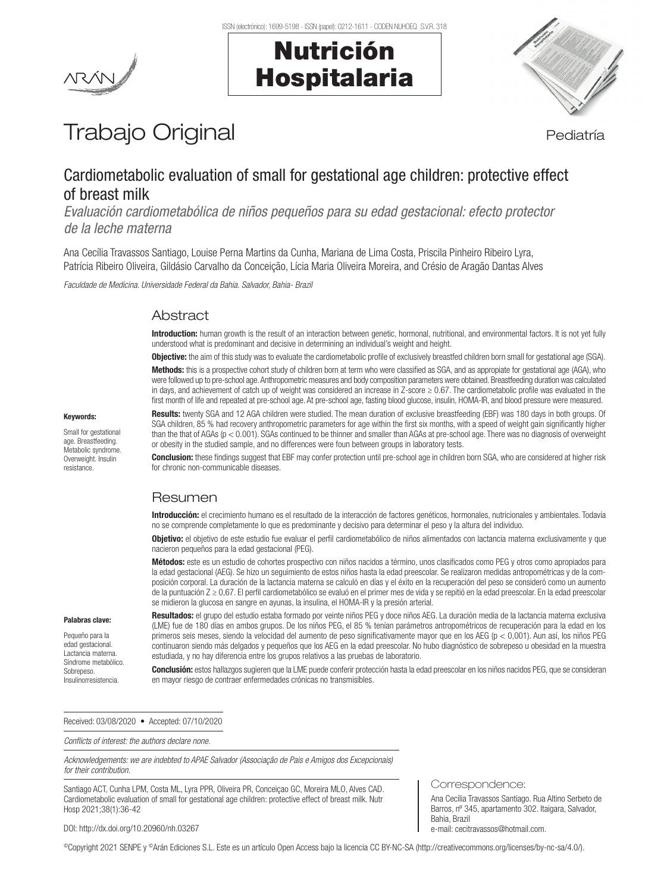Trabajo Original

Pediatría

# Cardiometabolic evaluation of small for gestational age children: protective effect of breast milk

*Evaluación cardiometabólica de niños pequeños para su edad gestacional: efecto protector de la leche materna*

Ana Cecília Travassos Santiago, Louise Perna Martins da Cunha, Mariana de Lima Costa, Priscila Pinheiro Ribeiro Lyra, Patrícia Ribeiro Oliveira, Gildásio Carvalho da Conceição, Lícia Maria Oliveira Moreira, and Crésio de Aragão Dantas Alves

*Faculdade de Medicina. Universidade Federal da Bahia. Salvador, Bahia- Brazil*

## Abstract

**Introduction:** human growth is the result of an interaction between genetic, hormonal, nutritional, and environmental factors. It is not yet fully understood what is predominant and decisive in determining an individual's weight and height.

**Objective:** the aim of this study was to evaluate the cardiometabolic profile of exclusively breastfed children born small for gestational age (SGA).

**Methods:** this is a prospective cohort study of children born at term who were classified as SGA, and as appropiate for gestational age (AGA), who were followed up to pre-school age. Anthropometric measures and body composition parameters were obtained. Breastfeeding duration was calculated in days, and achievement of catch up of weight was considered an increase in Z-score ≥ 0.67. The cardiometabolic profile was evaluated in the first month of life and repeated at pre-school age. At pre-school age, fasting blood glucose, insulin, HOMA-IR, and blood pressure were measured.

**Results:** twenty SGA and 12 AGA children were studied. The mean duration of exclusive breastfeeding (EBF) was 180 days in both groups. Of SGA children, 85 % had recovery anthropometric parameters for age within the first six months, with a speed of weight gain significantly higher than the that of AGAs ($p < 0.001$). SGAs continued to be thinner and smaller than AGAs at pre-school age. There was no diagnosis of overweight or obesity in the studied sample, and no differences were foun between groups in laboratory tests.

**Conclusion:** these findings suggest that EBF may confer protection until pre-school age in children born SGA, who are considered at higher risk for chronic non-communicable diseases.

**Keywords:**

Small for gestational age. Breastfeeding. Metabolic syndrome. Overweight. Insulin resistance.

## Resumen

**Introducción:** el crecimiento humano es el resultado de la interacción de factores genéticos, hormonales, nutricionales y ambientales. Todavía no se comprende completamente lo que es predominante y decisivo para determinar el peso y la altura del individuo.

**Objetivo:** el objetivo de este estudio fue evaluar el perfil cardiometabólico de niños alimentados con lactancia materna exclusivamente y que nacieron pequeños para la edad gestacional (PEG).

**Métodos:** este es un estudio de cohortes prospectivo con niños nacidos a término, unos clasificados como PEG y otros como apropiados para la edad gestacional (AEG). Se hizo un seguimiento de estos niños hasta la edad preescolar. Se realizaron medidas antropométricas y de la composición corporal. La duración de la lactancia materna se calculó en días y el éxito en la recuperación del peso se consideró como un aumento de la puntuación Z ≥ 0,67. El perfil cardiometabólico se evaluó en el primer mes de vida y se repitió en la edad preescolar. En la edad preescolar se midieron la glucosa en sangre en ayunas, la insulina, el HOMA-IR y la presión arterial.

**Resultados:** el grupo del estudio estaba formado por veinte niños PEG y doce niños AEG. La duración media de la lactancia materna exclusiva (LME) fue de 180 días en ambos grupos. De los niños PEG, el 85 % tenían parámetros antropométricos de recuperación para la edad en los primeros seis meses, siendo la velocidad del aumento de peso significativamente mayor que en los AEG ($p < 0{,}001$). Aun así, los niños PEG continuaron siendo más delgados y pequeños que los AEG en la edad preescolar. No hubo diagnóstico de sobrepeso u obesidad en la muestra estudiada, y no hay diferencia entre los grupos relativos a las pruebas de laboratorio.

**Conclusión:** estos hallazgos sugieren que la LME puede conferir protección hasta la edad preescolar en los niños nacidos PEG, que se consideran en mayor riesgo de contraer enfermedades crónicas no transmisibles.

**Palabras clave:**

Pequeño para la edad gestacional. Lactancia materna. Síndrome metabólico. Sobrepeso. Insulinorresistencia.

Received: 03/08/2020 • Accepted: 07/10/2020

*Conflicts of interest: the authors declare none.*

*Acknowledgements: we are indebted to APAE Salvador (Associação de Pais e Amigos dos Excepcionais) for their contribution.*

Santiago ACT, Cunha LPM, Costa ML, Lyra PPR, Oliveira PR, Conceiçao GC, Moreira MLO, Alves CAD. Cardiometabolic evaluation of small for gestational age children: protective effect of breast milk. Nutr Hosp 2021;38(1):36-42

DOI: http://dx.doi.org/10.20960/nh.03267

Correspondence:

Ana Cecília Travassos Santiago. Rua Altino Serbeto de Barros, nº 345, apartamento 302. Itaigara, Salvador, Bahia, Brazil
e-mail: cecitravassos@hotmail.com.

©Copyright 2021 SENPE y ©Arán Ediciones S.L. Este es un artículo Open Access bajo la licencia CC BY-NC-SA (http://creativecommons.org/licenses/by-nc-sa/4.0/).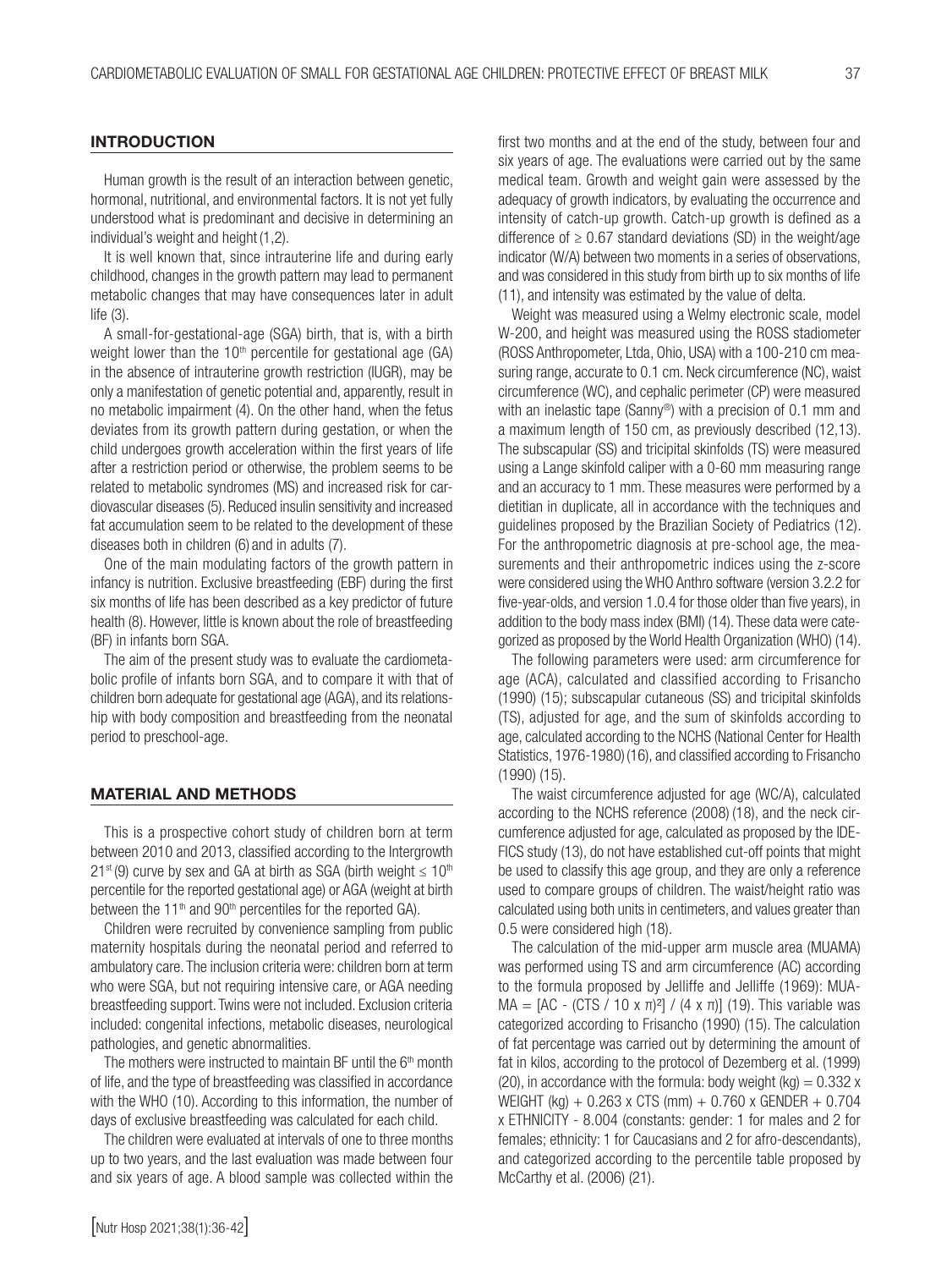## INTRODUCTION

Human growth is the result of an interaction between genetic, hormonal, nutritional, and environmental factors. It is not yet fully understood what is predominant and decisive in determining an individual's weight and height (1,2).

It is well known that, since intrauterine life and during early childhood, changes in the growth pattern may lead to permanent metabolic changes that may have consequences later in adult life (3).

A small-for-gestational-age (SGA) birth, that is, with a birth weight lower than the $10^{th}$ percentile for gestational age (GA) in the absence of intrauterine growth restriction (IUGR), may be only a manifestation of genetic potential and, apparently, result in no metabolic impairment (4). On the other hand, when the fetus deviates from its growth pattern during gestation, or when the child undergoes growth acceleration within the first years of life after a restriction period or otherwise, the problem seems to be related to metabolic syndromes (MS) and increased risk for cardiovascular diseases (5). Reduced insulin sensitivity and increased fat accumulation seem to be related to the development of these diseases both in children (6) and in adults (7).

One of the main modulating factors of the growth pattern in infancy is nutrition. Exclusive breastfeeding (EBF) during the first six months of life has been described as a key predictor of future health (8). However, little is known about the role of breastfeeding (BF) in infants born SGA.

The aim of the present study was to evaluate the cardiometabolic profile of infants born SGA, and to compare it with that of children born adequate for gestational age (AGA), and its relationship with body composition and breastfeeding from the neonatal period to preschool-age.

## MATERIAL AND METHODS

This is a prospective cohort study of children born at term between 2010 and 2013, classified according to the Intergrowth $21^{st}$ (9) curve by sex and GA at birth as SGA (birth weight $\leq 10^{th}$ percentile for the reported gestational age) or AGA (weight at birth between the $11^{th}$ and $90^{th}$ percentiles for the reported GA).

Children were recruited by convenience sampling from public maternity hospitals during the neonatal period and referred to ambulatory care. The inclusion criteria were: children born at term who were SGA, but not requiring intensive care, or AGA needing breastfeeding support. Twins were not included. Exclusion criteria included: congenital infections, metabolic diseases, neurological pathologies, and genetic abnormalities.

The mothers were instructed to maintain BF until the $6^{th}$ month of life, and the type of breastfeeding was classified in accordance with the WHO (10). According to this information, the number of days of exclusive breastfeeding was calculated for each child.

The children were evaluated at intervals of one to three months up to two years, and the last evaluation was made between four and six years of age. A blood sample was collected within the first two months and at the end of the study, between four and six years of age. The evaluations were carried out by the same medical team. Growth and weight gain were assessed by the adequacy of growth indicators, by evaluating the occurrence and intensity of catch-up growth. Catch-up growth is defined as a difference of $\geq 0.67$ standard deviations (SD) in the weight/age indicator (W/A) between two moments in a series of observations, and was considered in this study from birth up to six months of life (11), and intensity was estimated by the value of delta.

Weight was measured using a Welmy electronic scale, model W-200, and height was measured using the ROSS stadiometer (ROSS Anthropometer, Ltda, Ohio, USA) with a 100-210 cm measuring range, accurate to 0.1 cm. Neck circumference (NC), waist circumference (WC), and cephalic perimeter (CP) were measured with an inelastic tape (Sanny®) with a precision of 0.1 mm and a maximum length of 150 cm, as previously described (12,13). The subscapular (SS) and tricipital skinfolds (TS) were measured using a Lange skinfold caliper with a 0-60 mm measuring range and an accuracy to 1 mm. These measures were performed by a dietitian in duplicate, all in accordance with the techniques and guidelines proposed by the Brazilian Society of Pediatrics (12). For the anthropometric diagnosis at pre-school age, the measurements and their anthropometric indices using the z-score were considered using the WHO Anthro software (version 3.2.2 for five-year-olds, and version 1.0.4 for those older than five years), in addition to the body mass index (BMI) (14). These data were categorized as proposed by the World Health Organization (WHO) (14).

The following parameters were used: arm circumference for age (ACA), calculated and classified according to Frisancho (1990) (15); subscapular cutaneous (SS) and tricipital skinfolds (TS), adjusted for age, and the sum of skinfolds according to age, calculated according to the NCHS (National Center for Health Statistics, 1976-1980) (16), and classified according to Frisancho (1990) (15).

The waist circumference adjusted for age (WC/A), calculated according to the NCHS reference (2008) (18), and the neck circumference adjusted for age, calculated as proposed by the IDEFICS study (13), do not have established cut-off points that might be used to classify this age group, and they are only a reference used to compare groups of children. The waist/height ratio was calculated using both units in centimeters, and values greater than 0.5 were considered high (18).

The calculation of the mid-upper arm muscle area (MUAMA) was performed using TS and arm circumference (AC) according to the formula proposed by Jelliffe and Jelliffe (1969): $MUAMA = [AC - (CTS / 10 \times \pi)^2] / (4 \times \pi)]$ (19). This variable was categorized according to Frisancho (1990) (15). The calculation of fat percentage was carried out by determining the amount of fat in kilos, according to the protocol of Dezemberg et al. (1999) (20), in accordance with the formula: body weight (kg) $= 0.332 \times$ WEIGHT (kg) $+ 0.263 \times$ CTS (mm) $+ 0.760 \times$ GENDER $+ 0.704 \times$ ETHNICITY $- 8.004$ (constants: gender: 1 for males and 2 for females; ethnicity: 1 for Caucasians and 2 for afro-descendants), and categorized according to the percentile table proposed by McCarthy et al. (2006) (21).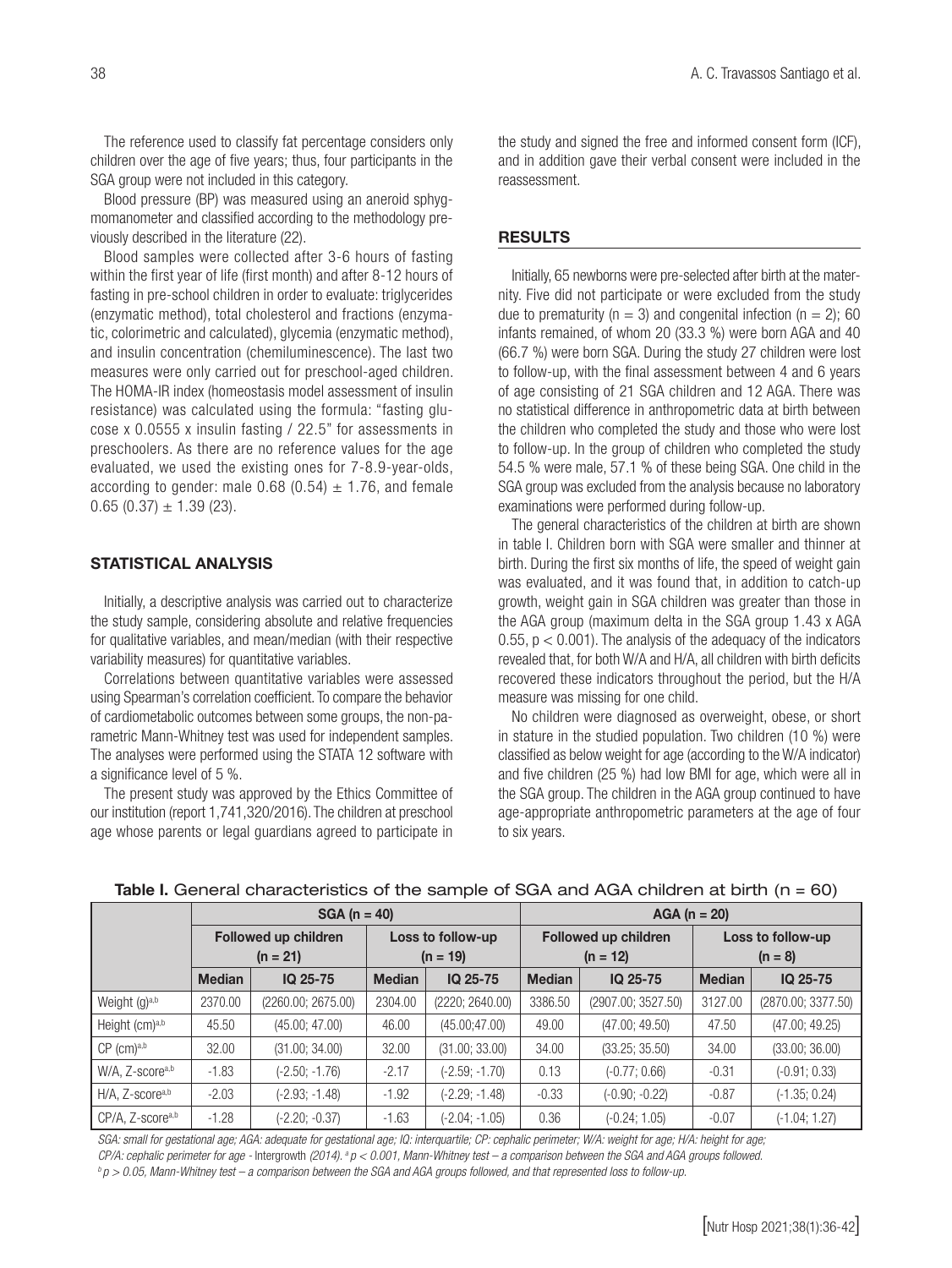The reference used to classify fat percentage considers only children over the age of five years; thus, four participants in the SGA group were not included in this category.

Blood pressure (BP) was measured using an aneroid sphygmomanometer and classified according to the methodology previously described in the literature (22).

Blood samples were collected after 3-6 hours of fasting within the first year of life (first month) and after 8-12 hours of fasting in pre-school children in order to evaluate: triglycerides (enzymatic method), total cholesterol and fractions (enzymatic, colorimetric and calculated), glycemia (enzymatic method), and insulin concentration (chemiluminescence). The last two measures were only carried out for preschool-aged children. The HOMA-IR index (homeostasis model assessment of insulin resistance) was calculated using the formula: "fasting glucose x 0.0555 x insulin fasting / 22.5" for assessments in preschoolers. As there are no reference values for the age evaluated, we used the existing ones for 7-8.9-year-olds, according to gender: male 0.68 (0.54) $\pm$ 1.76, and female 0.65 (0.37) $\pm$ 1.39 (23).

## STATISTICAL ANALYSIS

Initially, a descriptive analysis was carried out to characterize the study sample, considering absolute and relative frequencies for qualitative variables, and mean/median (with their respective variability measures) for quantitative variables.

Correlations between quantitative variables were assessed using Spearman's correlation coefficient. To compare the behavior of cardiometabolic outcomes between some groups, the non-parametric Mann-Whitney test was used for independent samples. The analyses were performed using the STATA 12 software with a significance level of 5 %.

The present study was approved by the Ethics Committee of our institution (report 1,741,320/2016). The children at preschool age whose parents or legal guardians agreed to participate in the study and signed the free and informed consent form (ICF), and in addition gave their verbal consent were included in the reassessment.

## RESULTS

Initially, 65 newborns were pre-selected after birth at the maternity. Five did not participate or were excluded from the study due to prematurity (n = 3) and congenital infection (n = 2); 60 infants remained, of whom 20 (33.3 %) were born AGA and 40 (66.7 %) were born SGA. During the study 27 children were lost to follow-up, with the final assessment between 4 and 6 years of age consisting of 21 SGA children and 12 AGA. There was no statistical difference in anthropometric data at birth between the children who completed the study and those who were lost to follow-up. In the group of children who completed the study 54.5 % were male, 57.1 % of these being SGA. One child in the SGA group was excluded from the analysis because no laboratory examinations were performed during follow-up.

The general characteristics of the children at birth are shown in table I. Children born with SGA were smaller and thinner at birth. During the first six months of life, the speed of weight gain was evaluated, and it was found that, in addition to catch-up growth, weight gain in SGA children was greater than those in the AGA group (maximum delta in the SGA group 1.43 x AGA 0.55, $p < 0.001$). The analysis of the adequacy of the indicators revealed that, for both W/A and H/A, all children with birth deficits recovered these indicators throughout the period, but the H/A measure was missing for one child.

No children were diagnosed as overweight, obese, or short in stature in the studied population. Two children (10 %) were classified as below weight for age (according to the W/A indicator) and five children (25 %) had low BMI for age, which were all in the SGA group. The children in the AGA group continued to have age-appropriate anthropometric parameters at the age of four to six years.

**Table I.** General characteristics of the sample of SGA and AGA children at birth (n = 60)

| | SGA (n = 40) | | | | AGA (n = 20) | | | |
|---|---|---|---|---|---|---|---|---|
| | Followed up children (n = 21) | | Loss to follow-up (n = 19) | | Followed up children (n = 12) | | Loss to follow-up (n = 8) | |
| | **Median** | **IQ 25-75** | **Median** | **IQ 25-75** | **Median** | **IQ 25-75** | **Median** | **IQ 25-75** |
| Weight (g)[a,b] | 2370.00 | (2260.00; 2675.00) | 2304.00 | (2220; 2640.00) | 3386.50 | (2907.00; 3527.50) | 3127.00 | (2870.00; 3377.50) |
| Height (cm)[a,b] | 45.50 | (45.00; 47.00) | 46.00 | (45.00;47.00) | 49.00 | (47.00; 49.50) | 47.50 | (47.00; 49.25) |
| CP (cm)[a,b] | 32.00 | (31.00; 34.00) | 32.00 | (31.00; 33.00) | 34.00 | (33.25; 35.50) | 34.00 | (33.00; 36.00) |
| W/A, Z-score[a,b] | -1.83 | (-2.50; -1.76) | -2.17 | (-2.59; -1.70) | 0.13 | (-0.77; 0.66) | -0.31 | (-0.91; 0.33) |
| H/A, Z-score[a,b] | -2.03 | (-2.93; -1.48) | -1.92 | (-2.29; -1.48) | -0.33 | (-0.90; -0.22) | -0.87 | (-1.35; 0.24) |
| CP/A, Z-score[a,b] | -1.28 | (-2.20; -0.37) | -1.63 | (-2.04; -1.05) | 0.36 | (-0.24; 1.05) | -0.07 | (-1.04; 1.27) |

*SGA: small for gestational age; AGA: adequate for gestational age; IQ: interquartile; CP: cephalic perimeter; W/A: weight for age; H/A: height for age; CP/A: cephalic perimeter for age - Intergrowth (2014). [a] $p < 0.001$, Mann-Whitney test – a comparison between the SGA and AGA groups followed.*
*[b] $p > 0.05$, Mann-Whitney test – a comparison between the SGA and AGA groups followed, and that represented loss to follow-up.*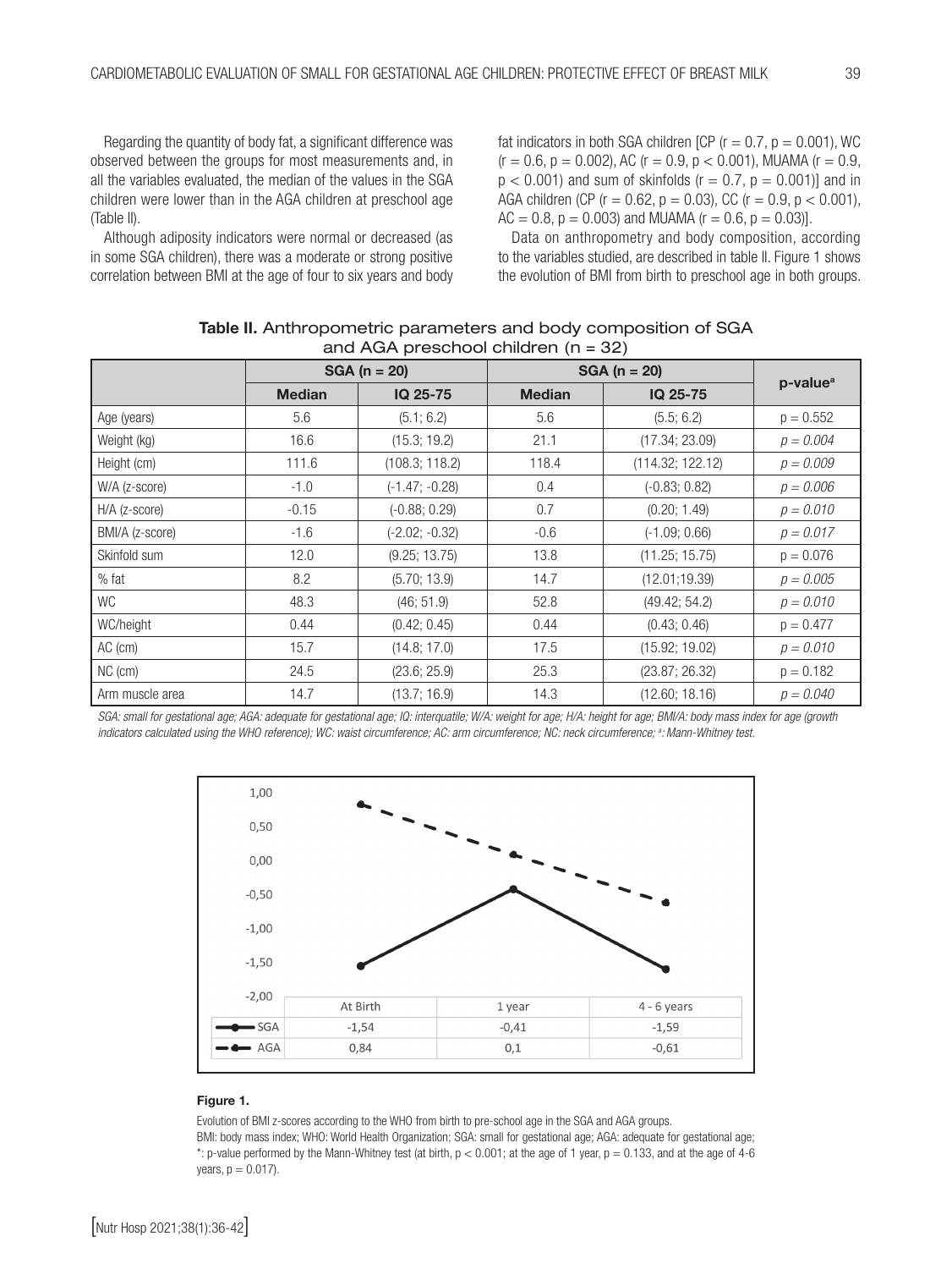Regarding the quantity of body fat, a significant difference was observed between the groups for most measurements and, in all the variables evaluated, the median of the values in the SGA children were lower than in the AGA children at preschool age (Table II).

Although adiposity indicators were normal or decreased (as in some SGA children), there was a moderate or strong positive correlation between BMI at the age of four to six years and body fat indicators in both SGA children [CP ($r = 0.7$, $p = 0.001$), WC ($r = 0.6$, $p = 0.002$), AC ($r = 0.9$, $p < 0.001$), MUAMA ($r = 0.9$, $p < 0.001$) and sum of skinfolds ($r = 0.7$, $p = 0.001$)] and in AGA children (CP ($r = 0.62$, $p = 0.03$), CC ($r = 0.9$, $p < 0.001$), AC = 0.8, $p = 0.003$) and MUAMA ($r = 0.6$, $p = 0.03$)].

Data on anthropometry and body composition, according to the variables studied, are described in table II. Figure 1 shows the evolution of BMI from birth to preschool age in both groups.

**Table II.** Anthropometric parameters and body composition of SGA and AGA preschool children (n = 32)

| | SGA (n = 20) | | SGA (n = 20) | | p-value[a] |
|---|---|---|---|---|---|
| | **Median** | **IQ 25-75** | **Median** | **IQ 25-75** | |
| Age (years) | 5.6 | (5.1; 6.2) | 5.6 | (5.5; 6.2) | p = 0.552 |
| Weight (kg) | 16.6 | (15.3; 19.2) | 21.1 | (17.34; 23.09) | *p = 0.004* |
| Height (cm) | 111.6 | (108.3; 118.2) | 118.4 | (114.32; 122.12) | *p = 0.009* |
| W/A (z-score) | -1.0 | (-1.47; -0.28) | 0.4 | (-0.83; 0.82) | *p = 0.006* |
| H/A (z-score) | -0.15 | (-0.88; 0.29) | 0.7 | (0.20; 1.49) | *p = 0.010* |
| BMI/A (z-score) | -1.6 | (-2.02; -0.32) | -0.6 | (-1.09; 0.66) | *p = 0.017* |
| Skinfold sum | 12.0 | (9.25; 13.75) | 13.8 | (11.25; 15.75) | p = 0.076 |
| % fat | 8.2 | (5.70; 13.9) | 14.7 | (12.01;19.39) | *p = 0.005* |
| WC | 48.3 | (46; 51.9) | 52.8 | (49.42; 54.2) | *p = 0.010* |
| WC/height | 0.44 | (0.42; 0.45) | 0.44 | (0.43; 0.46) | p = 0.477 |
| AC (cm) | 15.7 | (14.8; 17.0) | 17.5 | (15.92; 19.02) | *p = 0.010* |
| NC (cm) | 24.5 | (23.6; 25.9) | 25.3 | (23.87; 26.32) | p = 0.182 |
| Arm muscle area | 14.7 | (13.7; 16.9) | 14.3 | (12.60; 18.16) | *p = 0.040* |

*SGA: small for gestational age; AGA: adequate for gestational age; IQ: interquatile; W/A: weight for age; H/A: height for age; BMI/A: body mass index for age (growth indicators calculated using the WHO reference); WC: waist circumference; AC: arm circumference; NC: neck circumference; [a]: Mann-Whitney test.*

| | At Birth | 1 year | 4 - 6 years |
|---|---|---|---|
| SGA | -1,54 | -0,41 | -1,59 |
| AGA | 0,84 | 0,1 | -0,61 |

**Figure 1.**

Evolution of BMI z-scores according to the WHO from birth to pre-school age in the SGA and AGA groups.
BMI: body mass index; WHO: World Health Organization; SGA: small for gestational age; AGA: adequate for gestational age; *: p-value performed by the Mann-Whitney test (at birth, $p < 0.001$; at the age of 1 year, $p = 0.133$, and at the age of 4-6 years, $p = 0.017$).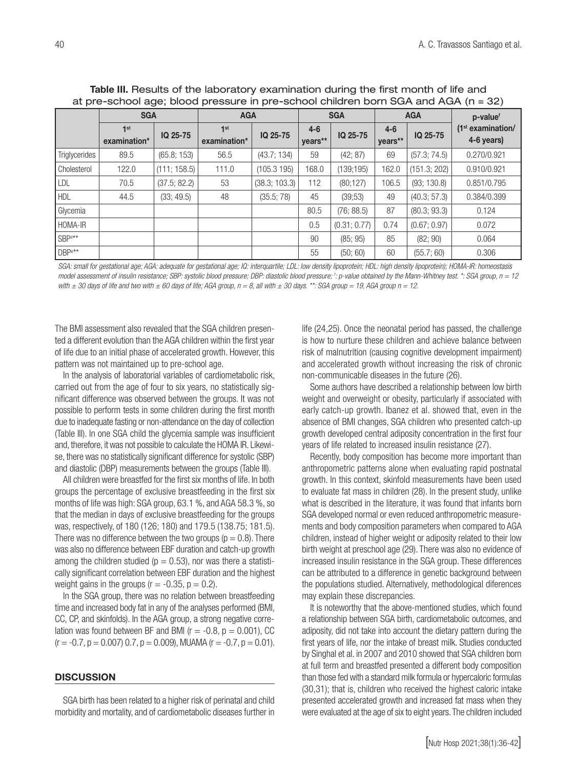**Table III.** Results of the laboratory examination during the first month of life and at pre-school age; blood pressure in pre-school children born SGA and AGA (n = 32)

| | SGA | | AGA | | SGA | | AGA | | p-value[f] |
|---|---|---|---|---|---|---|---|---|---|
| | 1st examination* | IQ 25-75 | 1st examination* | IQ 25-75 | 4-6 years** | IQ 25-75 | 4-6 years** | IQ 25-75 | (1st examination/ 4-6 years) |
| Triglycerides | 89.5 | (65.8; 153) | 56.5 | (43.7; 134) | 59 | (42; 87) | 69 | (57.3; 74.5) | 0.270/0.921 |
| Cholesterol | 122.0 | (111; 158.5) | 111.0 | (105.3 195) | 168.0 | (139;195) | 162.0 | (151.3; 202) | 0.910/0.921 |
| LDL | 70.5 | (37.5; 82.2) | 53 | (38.3; 103.3) | 112 | (80;127) | 106.5 | (93; 130.8) | 0.851/0.795 |
| HDL | 44.5 | (33; 49.5) | 48 | (35.5; 78) | 45 | (39;53) | 49 | (40.3; 57.3) | 0.384/0.399 |
| Glycemia | | | | | 80.5 | (76; 88.5) | 87 | (80.3; 93.3) | 0.124 |
| HOMA-IR | | | | | 0.5 | (0.31; 0.77) | 0.74 | (0.67; 0.97) | 0.072 |
| SBP[e]** | | | | | 90 | (85; 95) | 85 | (82; 90) | 0.064 |
| DBP[e]** | | | | | 55 | (50; 60) | 60 | (55.7; 60) | 0.306 |

*SGA: small for gestational age; AGA: adequate for gestational age; IQ: interquartile; LDL: low density lipoprotein; HDL: high density lipoprotein); HOMA-IR: homeostasis model assessment of insulin resistance; SBP: systolic blood pressure; DBP: diastolic blood pressure; [f]: p-value obtained by the Mann-Whitney test. \*: SGA group, n = 12 with ± 30 days of life and two with ± 60 days of life; AGA group, n = 8, all with ± 30 days. \*\*: SGA group = 19, AGA group n = 12.*

The BMI assessment also revealed that the SGA children presented a different evolution than the AGA children within the first year of life due to an initial phase of accelerated growth. However, this pattern was not maintained up to pre-school age.

In the analysis of laboratorial variables of cardiometabolic risk, carried out from the age of four to six years, no statistically significant difference was observed between the groups. It was not possible to perform tests in some children during the first month due to inadequate fasting or non-attendance on the day of collection (Table III). In one SGA child the glycemia sample was insufficient and, therefore, it was not possible to calculate the HOMA IR. Likewise, there was no statistically significant difference for systolic (SBP) and diastolic (DBP) measurements between the groups (Table III).

All children were breastfed for the first six months of life. In both groups the percentage of exclusive breastfeeding in the first six months of life was high: SGA group, 63.1 %, and AGA 58.3 %, so that the median in days of exclusive breastfeeding for the groups was, respectively, of 180 (126; 180) and 179.5 (138.75; 181.5). There was no difference between the two groups ($p = 0.8$). There was also no difference between EBF duration and catch-up growth among the children studied ($p = 0.53$), nor was there a statistically significant correlation between EBF duration and the highest weight gains in the groups ($r = -0.35$, $p = 0.2$).

In the SGA group, there was no relation between breastfeeding time and increased body fat in any of the analyses performed (BMI, CC, CP, and skinfolds). In the AGA group, a strong negative correlation was found between BF and BMI ($r = -0.8$, $p = 0.001$), CC ($r = -0.7$, $p = 0.007$) 0.7, $p = 0.009$), MUAMA ($r = -0.7$, $p = 0.01$).

## DISCUSSION

SGA birth has been related to a higher risk of perinatal and child morbidity and mortality, and of cardiometabolic diseases further in life (24,25). Once the neonatal period has passed, the challenge is how to nurture these children and achieve balance between risk of malnutrition (causing cognitive development impairment) and accelerated growth without increasing the risk of chronic non-communicable diseases in the future (26).

Some authors have described a relationship between low birth weight and overweight or obesity, particularly if associated with early catch-up growth. Ibanez et al. showed that, even in the absence of BMI changes, SGA children who presented catch-up growth developed central adiposity concentration in the first four years of life related to increased insulin resistance (27).

Recently, body composition has become more important than anthropometric patterns alone when evaluating rapid postnatal growth. In this context, skinfold measurements have been used to evaluate fat mass in children (28). In the present study, unlike what is described in the literature, it was found that infants born SGA developed normal or even reduced anthropometric measurements and body composition parameters when compared to AGA children, instead of higher weight or adiposity related to their low birth weight at preschool age (29). There was also no evidence of increased insulin resistance in the SGA group. These differences can be attributed to a difference in genetic background between the populations studied. Alternatively, methodological diferences may explain these discrepancies.

It is noteworthy that the above-mentioned studies, which found a relationship between SGA birth, cardiometabolic outcomes, and adiposity, did not take into account the dietary pattern during the first years of life, nor the intake of breast milk. Studies conducted by Singhal et al. in 2007 and 2010 showed that SGA children born at full term and breastfed presented a different body composition than those fed with a standard milk formula or hypercaloric formulas (30,31); that is, children who received the highest caloric intake presented accelerated growth and increased fat mass when they were evaluated at the age of six to eight years. The children included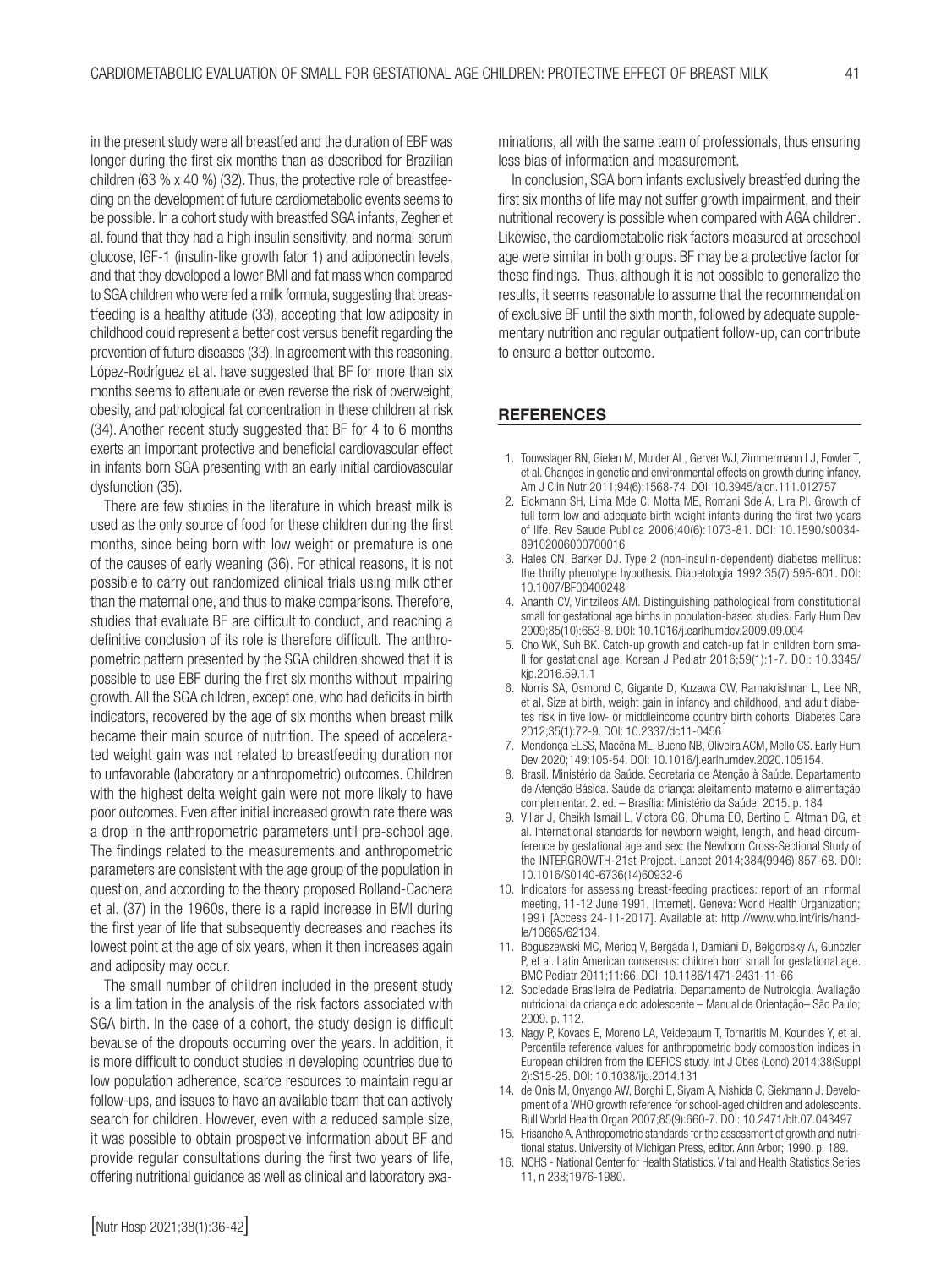in the present study were all breastfed and the duration of EBF was longer during the first six months than as described for Brazilian children (63 % x 40 %) (32). Thus, the protective role of breastfeeding on the development of future cardiometabolic events seems to be possible. In a cohort study with breastfed SGA infants, Zegher et al. found that they had a high insulin sensitivity, and normal serum glucose, IGF-1 (insulin-like growth fator 1) and adiponectin levels, and that they developed a lower BMI and fat mass when compared to SGA children who were fed a milk formula, suggesting that breastfeeding is a healthy atitude (33), accepting that low adiposity in childhood could represent a better cost versus benefit regarding the prevention of future diseases (33). In agreement with this reasoning, López-Rodríguez et al. have suggested that BF for more than six months seems to attenuate or even reverse the risk of overweight, obesity, and pathological fat concentration in these children at risk (34). Another recent study suggested that BF for 4 to 6 months exerts an important protective and beneficial cardiovascular effect in infants born SGA presenting with an early initial cardiovascular dysfunction (35).

There are few studies in the literature in which breast milk is used as the only source of food for these children during the first months, since being born with low weight or premature is one of the causes of early weaning (36). For ethical reasons, it is not possible to carry out randomized clinical trials using milk other than the maternal one, and thus to make comparisons. Therefore, studies that evaluate BF are difficult to conduct, and reaching a definitive conclusion of its role is therefore difficult. The anthropometric pattern presented by the SGA children showed that it is possible to use EBF during the first six months without impairing growth. All the SGA children, except one, who had deficits in birth indicators, recovered by the age of six months when breast milk became their main source of nutrition. The speed of accelerated weight gain was not related to breastfeeding duration nor to unfavorable (laboratory or anthropometric) outcomes. Children with the highest delta weight gain were not more likely to have poor outcomes. Even after initial increased growth rate there was a drop in the anthropometric parameters until pre-school age. The findings related to the measurements and anthropometric parameters are consistent with the age group of the population in question, and according to the theory proposed Rolland-Cachera et al. (37) in the 1960s, there is a rapid increase in BMI during the first year of life that subsequently decreases and reaches its lowest point at the age of six years, when it then increases again and adiposity may occur.

The small number of children included in the present study is a limitation in the analysis of the risk factors associated with SGA birth. In the case of a cohort, the study design is difficult bevause of the dropouts occurring over the years. In addition, it is more difficult to conduct studies in developing countries due to low population adherence, scarce resources to maintain regular follow-ups, and issues to have an available team that can actively search for children. However, even with a reduced sample size, it was possible to obtain prospective information about BF and provide regular consultations during the first two years of life, offering nutritional guidance as well as clinical and laboratory examinations, all with the same team of professionals, thus ensuring less bias of information and measurement.

In conclusion, SGA born infants exclusively breastfed during the first six months of life may not suffer growth impairment, and their nutritional recovery is possible when compared with AGA children. Likewise, the cardiometabolic risk factors measured at preschool age were similar in both groups. BF may be a protective factor for these findings. Thus, although it is not possible to generalize the results, it seems reasonable to assume that the recommendation of exclusive BF until the sixth month, followed by adequate supplementary nutrition and regular outpatient follow-up, can contribute to ensure a better outcome.

## REFERENCES

1. Touwslager RN, Gielen M, Mulder AL, Gerver WJ, Zimmermann LJ, Fowler T, et al. Changes in genetic and environmental effects on growth during infancy. Am J Clin Nutr 2011;94(6):1568-74. DOI: 10.3945/ajcn.111.012757
2. Eickmann SH, Lima Mde C, Motta ME, Romani Sde A, Lira PI. Growth of full term low and adequate birth weight infants during the first two years of life. Rev Saude Publica 2006;40(6):1073-81. DOI: 10.1590/s0034-89102006000700016
3. Hales CN, Barker DJ. Type 2 (non-insulin-dependent) diabetes mellitus: the thrifty phenotype hypothesis. Diabetologia 1992;35(7):595-601. DOI: 10.1007/BF00400248
4. Ananth CV, Vintzileos AM. Distinguishing pathological from constitutional small for gestational age births in population-based studies. Early Hum Dev 2009;85(10):653-8. DOI: 10.1016/j.earlhumdev.2009.09.004
5. Cho WK, Suh BK. Catch-up growth and catch-up fat in children born small for gestational age. Korean J Pediatr 2016;59(1):1-7. DOI: 10.3345/kjp.2016.59.1.1
6. Norris SA, Osmond C, Gigante D, Kuzawa CW, Ramakrishnan L, Lee NR, et al. Size at birth, weight gain in infancy and childhood, and adult diabetes risk in five low- or middleincome country birth cohorts. Diabetes Care 2012;35(1):72-9. DOI: 10.2337/dc11-0456
7. Mendonça ELSS, Macêna ML, Bueno NB, Oliveira ACM, Mello CS. Early Hum Dev 2020;149:105-54. DOI: 10.1016/j.earlhumdev.2020.105154.
8. Brasil. Ministério da Saúde. Secretaria de Atenção à Saúde. Departamento de Atenção Básica. Saúde da criança: aleitamento materno e alimentação complementar. 2. ed. – Brasília: Ministério da Saúde; 2015. p. 184
9. Villar J, Cheikh Ismail L, Victora CG, Ohuma EO, Bertino E, Altman DG, et al. International standards for newborn weight, length, and head circumference by gestational age and sex: the Newborn Cross-Sectional Study of the INTERGROWTH-21st Project. Lancet 2014;384(9946):857-68. DOI: 10.1016/S0140-6736(14)60932-6
10. Indicators for assessing breast-feeding practices: report of an informal meeting, 11-12 June 1991, [Internet]. Geneva: World Health Organization; 1991 [Access 24-11-2017]. Available at: http://www.who.int/iris/handle/10665/62134.
11. Boguszewski MC, Mericq V, Bergada I, Damiani D, Belgorosky A, Gunczler P, et al. Latin American consensus: children born small for gestational age. BMC Pediatr 2011;11:66. DOI: 10.1186/1471-2431-11-66
12. Sociedade Brasileira de Pediatria. Departamento de Nutrologia. Avaliação nutricional da criança e do adolescente – Manual de Orientação– São Paulo; 2009. p. 112.
13. Nagy P, Kovacs E, Moreno LA, Veidebaum T, Tornaritis M, Kourides Y, et al. Percentile reference values for anthropometric body composition indices in European children from the IDEFICS study. Int J Obes (Lond) 2014;38(Suppl 2):S15-25. DOI: 10.1038/ijo.2014.131
14. de Onis M, Onyango AW, Borghi E, Siyam A, Nishida C, Siekmann J. Development of a WHO growth reference for school-aged children and adolescents. Bull World Health Organ 2007;85(9):660-7. DOI: 10.2471/blt.07.043497
15. Frisancho A. Anthropometric standards for the assessment of growth and nutritional status. University of Michigan Press, editor. Ann Arbor; 1990. p. 189.
16. NCHS - National Center for Health Statistics. Vital and Health Statistics Series 11, n 238;1976-1980.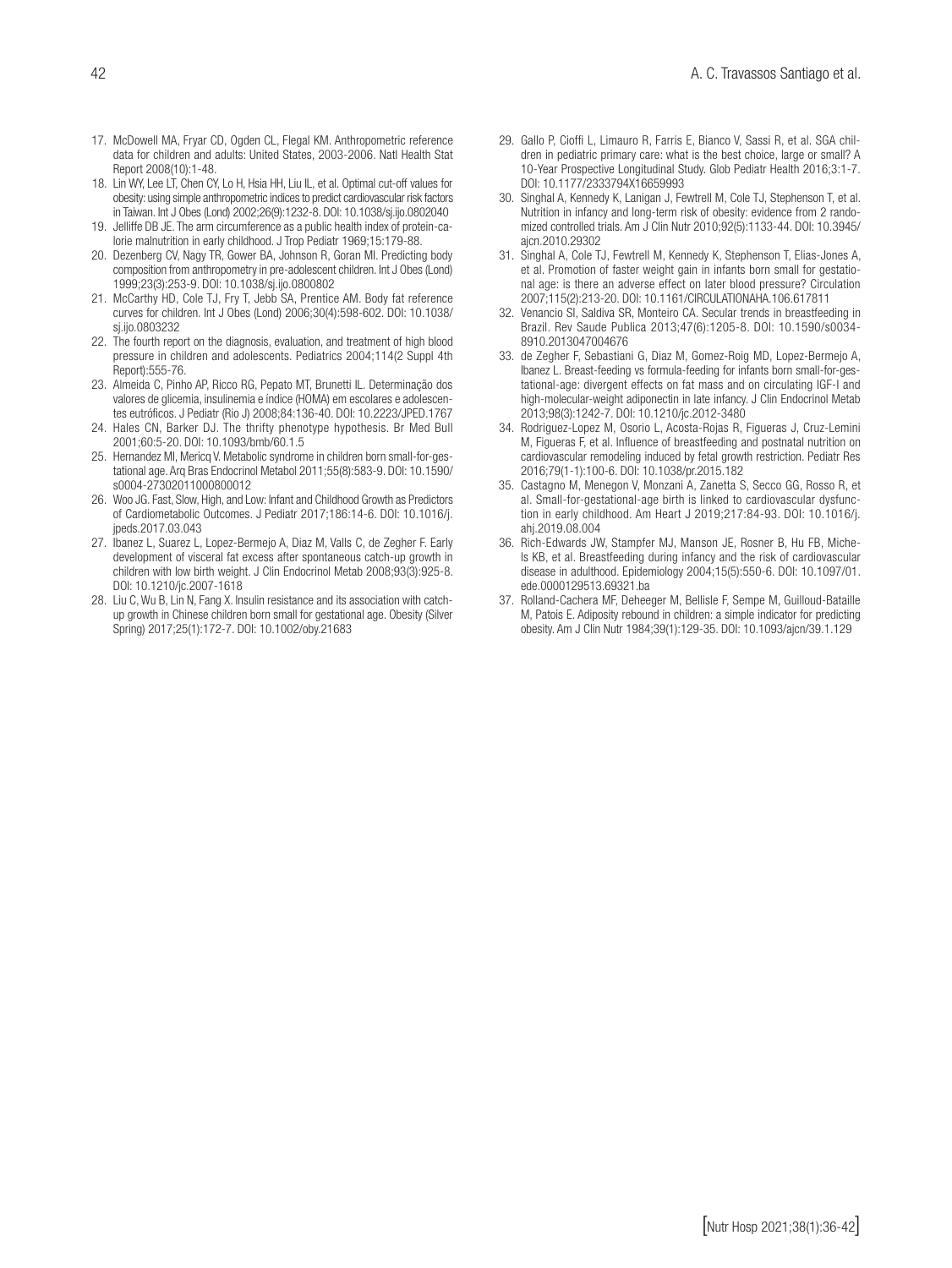17. McDowell MA, Fryar CD, Ogden CL, Flegal KM. Anthropometric reference data for children and adults: United States, 2003-2006. Natl Health Stat Report 2008(10):1-48.
18. Lin WY, Lee LT, Chen CY, Lo H, Hsia HH, Liu IL, et al. Optimal cut-off values for obesity: using simple anthropometric indices to predict cardiovascular risk factors in Taiwan. Int J Obes (Lond) 2002;26(9):1232-8. DOI: 10.1038/sj.ijo.0802040
19. Jelliffe DB JE. The arm circumference as a public health index of protein-calorie malnutrition in early childhood. J Trop Pediatr 1969;15:179-88.
20. Dezenberg CV, Nagy TR, Gower BA, Johnson R, Goran MI. Predicting body composition from anthropometry in pre-adolescent children. Int J Obes (Lond) 1999;23(3):253-9. DOI: 10.1038/sj.ijo.0800802
21. McCarthy HD, Cole TJ, Fry T, Jebb SA, Prentice AM. Body fat reference curves for children. Int J Obes (Lond) 2006;30(4):598-602. DOI: 10.1038/sj.ijo.0803232
22. The fourth report on the diagnosis, evaluation, and treatment of high blood pressure in children and adolescents. Pediatrics 2004;114(2 Suppl 4th Report):555-76.
23. Almeida C, Pinho AP, Ricco RG, Pepato MT, Brunetti IL. Determinação dos valores de glicemia, insulinemia e índice (HOMA) em escolares e adolescentes eutróficos. J Pediatr (Rio J) 2008;84:136-40. DOI: 10.2223/JPED.1767
24. Hales CN, Barker DJ. The thrifty phenotype hypothesis. Br Med Bull 2001;60:5-20. DOI: 10.1093/bmb/60.1.5
25. Hernandez MI, Mericq V. Metabolic syndrome in children born small-for-gestational age. Arq Bras Endocrinol Metabol 2011;55(8):583-9. DOI: 10.1590/s0004-27302011000800012
26. Woo JG. Fast, Slow, High, and Low: Infant and Childhood Growth as Predictors of Cardiometabolic Outcomes. J Pediatr 2017;186:14-6. DOI: 10.1016/j.jpeds.2017.03.043
27. Ibanez L, Suarez L, Lopez-Bermejo A, Diaz M, Valls C, de Zegher F. Early development of visceral fat excess after spontaneous catch-up growth in children with low birth weight. J Clin Endocrinol Metab 2008;93(3):925-8. DOI: 10.1210/jc.2007-1618
28. Liu C, Wu B, Lin N, Fang X. Insulin resistance and its association with catch-up growth in Chinese children born small for gestational age. Obesity (Silver Spring) 2017;25(1):172-7. DOI: 10.1002/oby.21683
29. Gallo P, Cioffi L, Limauro R, Farris E, Bianco V, Sassi R, et al. SGA children in pediatric primary care: what is the best choice, large or small? A 10-Year Prospective Longitudinal Study. Glob Pediatr Health 2016;3:1-7. DOI: 10.1177/2333794X16659993
30. Singhal A, Kennedy K, Lanigan J, Fewtrell M, Cole TJ, Stephenson T, et al. Nutrition in infancy and long-term risk of obesity: evidence from 2 randomized controlled trials. Am J Clin Nutr 2010;92(5):1133-44. DOI: 10.3945/ajcn.2010.29302
31. Singhal A, Cole TJ, Fewtrell M, Kennedy K, Stephenson T, Elias-Jones A, et al. Promotion of faster weight gain in infants born small for gestational age: is there an adverse effect on later blood pressure? Circulation 2007;115(2):213-20. DOI: 10.1161/CIRCULATIONAHA.106.617811
32. Venancio SI, Saldiva SR, Monteiro CA. Secular trends in breastfeeding in Brazil. Rev Saude Publica 2013;47(6):1205-8. DOI: 10.1590/s0034-8910.2013047004676
33. de Zegher F, Sebastiani G, Diaz M, Gomez-Roig MD, Lopez-Bermejo A, Ibanez L. Breast-feeding vs formula-feeding for infants born small-for-gestational-age: divergent effects on fat mass and on circulating IGF-I and high-molecular-weight adiponectin in late infancy. J Clin Endocrinol Metab 2013;98(3):1242-7. DOI: 10.1210/jc.2012-3480
34. Rodriguez-Lopez M, Osorio L, Acosta-Rojas R, Figueras J, Cruz-Lemini M, Figueras F, et al. Influence of breastfeeding and postnatal nutrition on cardiovascular remodeling induced by fetal growth restriction. Pediatr Res 2016;79(1-1):100-6. DOI: 10.1038/pr.2015.182
35. Castagno M, Menegon V, Monzani A, Zanetta S, Secco GG, Rosso R, et al. Small-for-gestational-age birth is linked to cardiovascular dysfunction in early childhood. Am Heart J 2019;217:84-93. DOI: 10.1016/j.ahj.2019.08.004
36. Rich-Edwards JW, Stampfer MJ, Manson JE, Rosner B, Hu FB, Michels KB, et al. Breastfeeding during infancy and the risk of cardiovascular disease in adulthood. Epidemiology 2004;15(5):550-6. DOI: 10.1097/01.ede.0000129513.69321.ba
37. Rolland-Cachera MF, Deheeger M, Bellisle F, Sempe M, Guilloud-Bataille M, Patois E. Adiposity rebound in children: a simple indicator for predicting obesity. Am J Clin Nutr 1984;39(1):129-35. DOI: 10.1093/ajcn/39.1.129